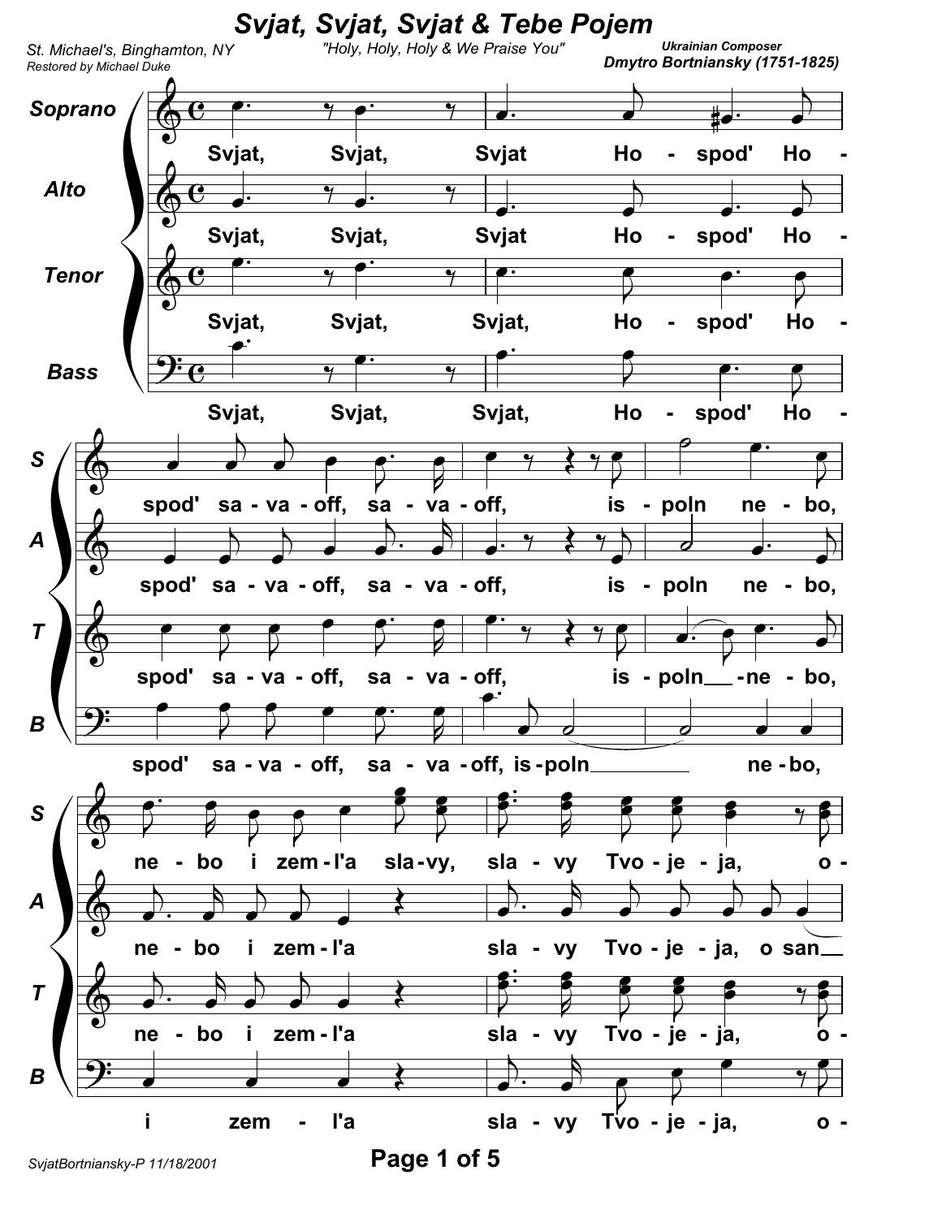# Svjat, Svjat, Svjat & Tebe Pojem

*"Holy, Holy, Holy & We Praise You"*

*St. Michael's, Binghamton, NY*
*Restored by Michael Duke*

**Ukrainian Composer**
***Dmytro Bortniansky (1751-1825)***

**Soprano:** Svjat, Svjat, Svjat Ho - spod' Ho - spod' sa - va - off, sa - va - off, is - poln ne - bo, ne - bo i zem - l'a sla - vy, sla - vy Tvo - je - ja, o -

**Alto:** Svjat, Svjat, Svjat Ho - spod' Ho - spod' sa - va - off, sa - va - off, is - poln ne - bo, ne - bo i zem - l'a sla - vy Tvo - je - ja, o san

**Tenor:** Svjat, Svjat, Svjat, Ho - spod' Ho - spod' sa - va - off, sa - va - off, is - poln - ne - bo, ne - bo i zem - l'a sla - vy Tvo - je - ja, o -

**Bass:** Svjat, Svjat, Svjat, Ho - spod' Ho - spod' sa - va - off, sa - va - off, is - poln ne - bo, i zem - l'a sla - vy Tvo - je - ja, o -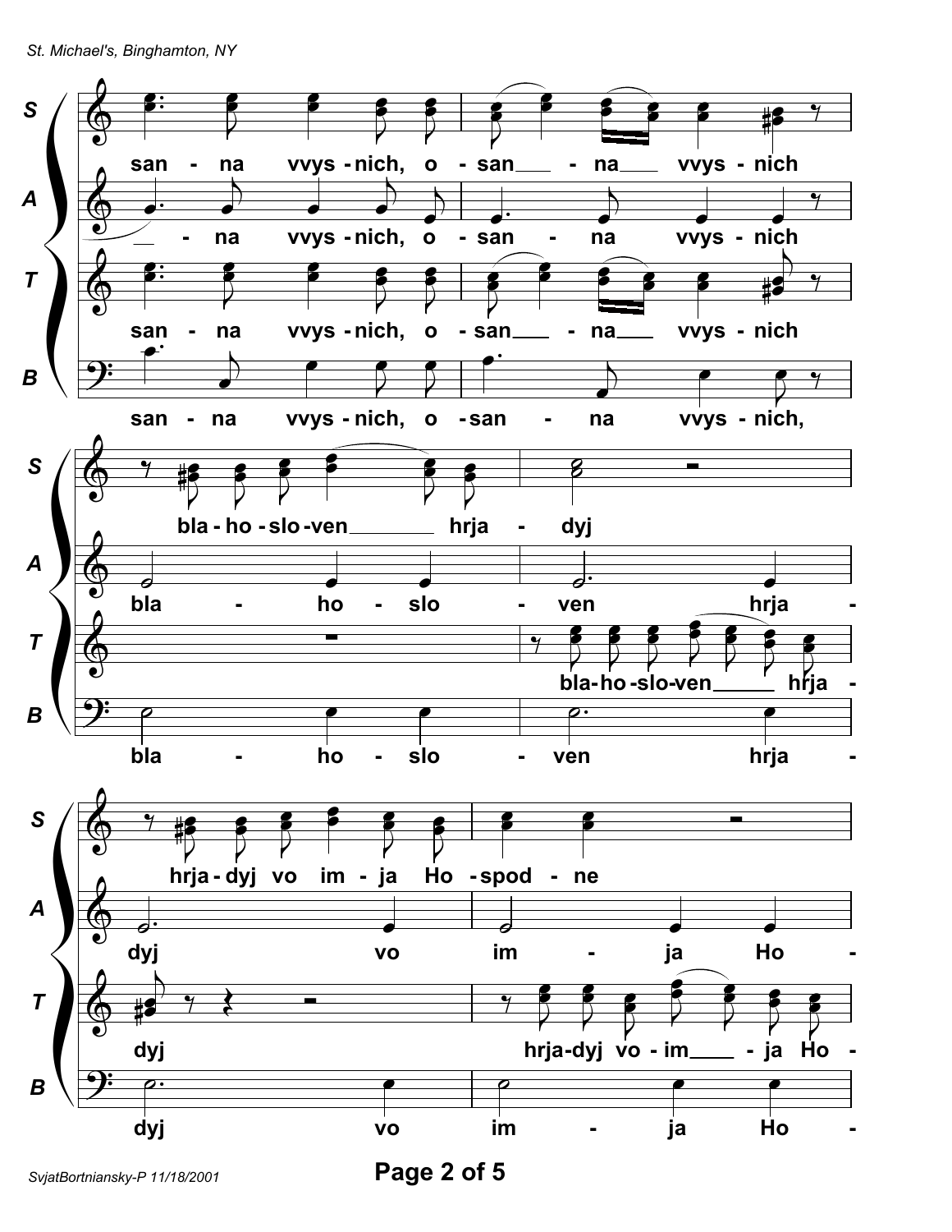S: san - na vvys - nich, o - san - na vvys - nich

A: - na vvys - nich, o - san - na vvys - nich

T: san - na vvys - nich, o - san - na vvys - nich

B: san - na vvys - nich, o - san - na vvys - nich,

S: bla - ho - slo - ven hrja - dyj

A: bla - ho - slo - ven hrja -

T: bla - ho - slo - ven hrja -

B: bla - ho - slo - ven hrja -

S: hrja - dyj vo im - ja Ho - spod - ne

A: dyj vo im - ja Ho -

T: dyj hrja - dyj vo - im - ja Ho -

B: dyj vo im - ja Ho -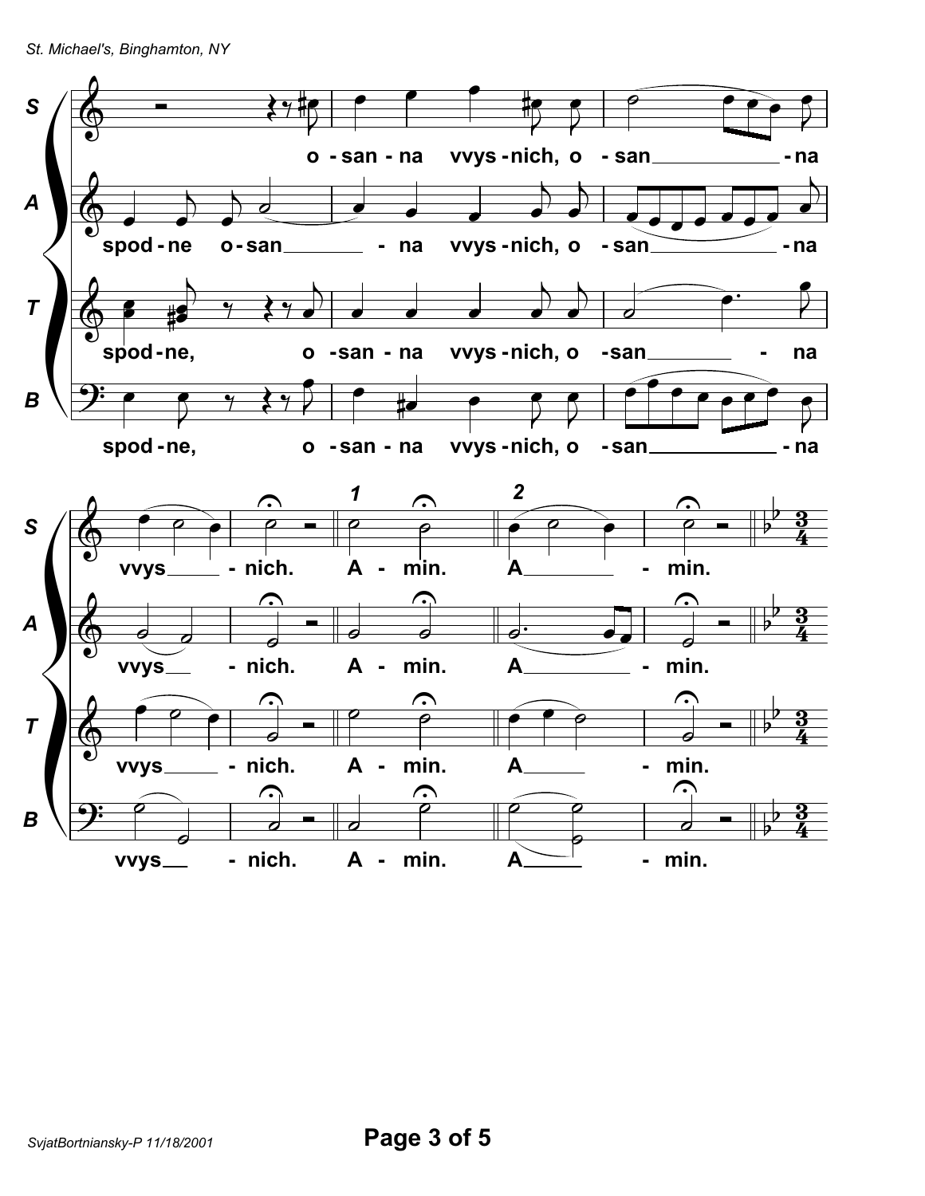**S:** o - san - na vvys - nich, o - san - na vvys - nich. A - min. A - min.

**A:** spod - ne o - san - na vvys - nich, o - san - na vvys - nich. A - min. A - min.

**T:** spod - ne, o - san - na vvys - nich, o - san - na vvys - nich. A - min. A - min.

**B:** spod - ne, o - san - na vvys - nich, o - san - na vvys - nich. A - min. A - min.

1 2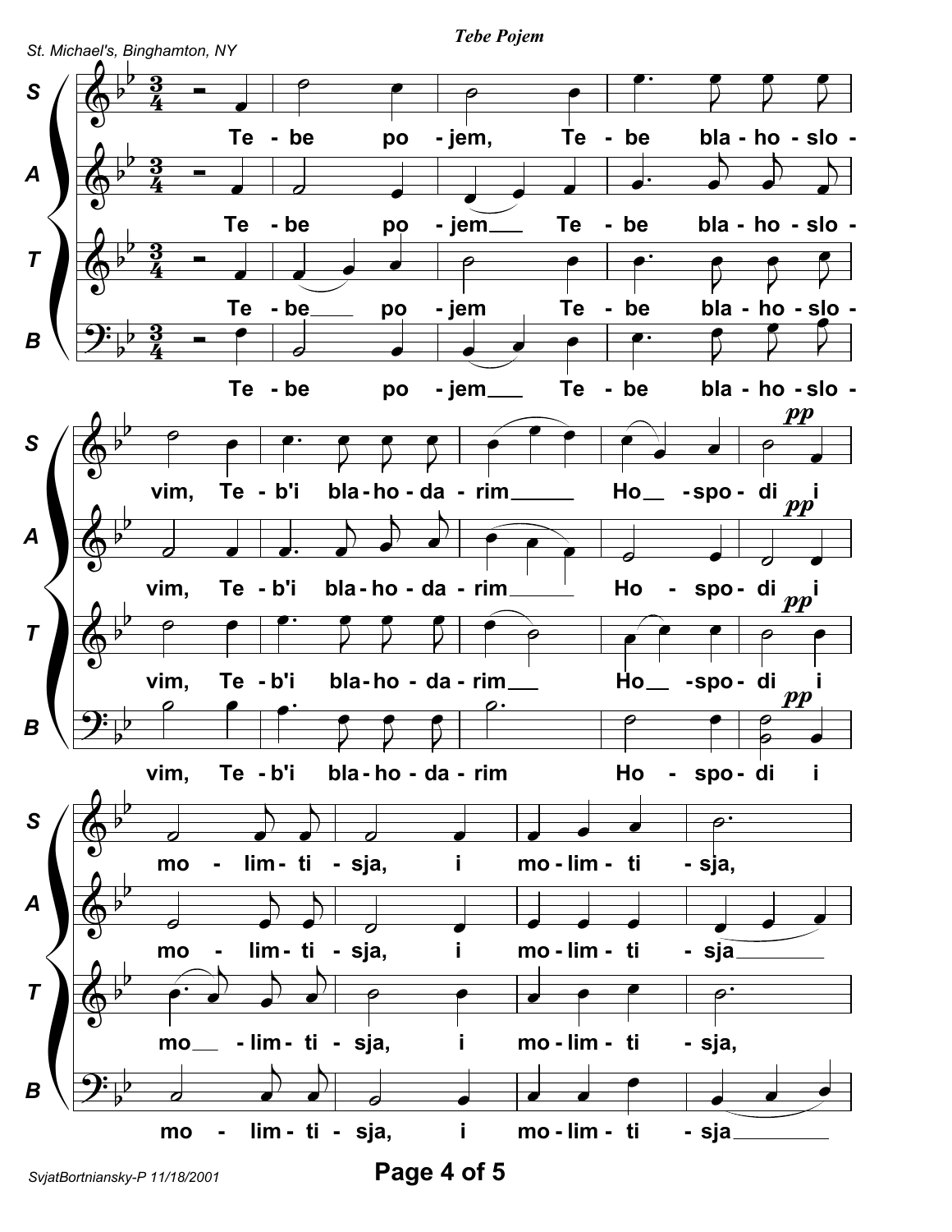**Tebe Pojem**

Te - be po - jem, Te - be bla - ho - slo - vim, Te - b'i bla - ho - da - rim Ho - spo - di i mo - lim - ti - sja, i mo - lim - ti - sja,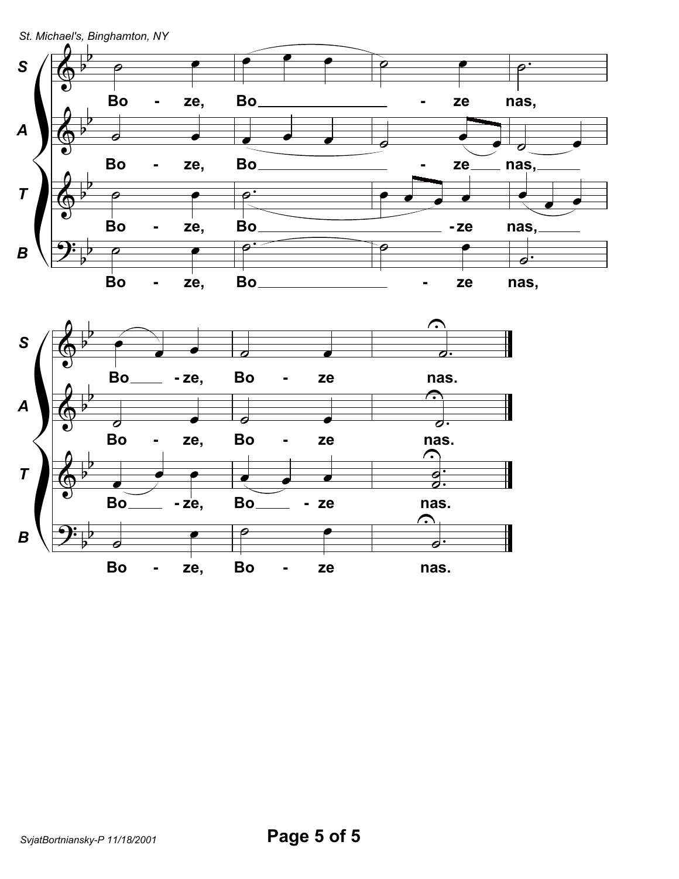S: Bo - ze, Bo - ze nas,

A: Bo - ze, Bo - ze nas,

T: Bo - ze, Bo - ze nas,

B: Bo - ze, Bo - ze nas,

S: Bo - ze, Bo - ze nas.

A: Bo - ze, Bo - ze nas.

T: Bo - ze, Bo - ze nas.

B: Bo - ze, Bo - ze nas.